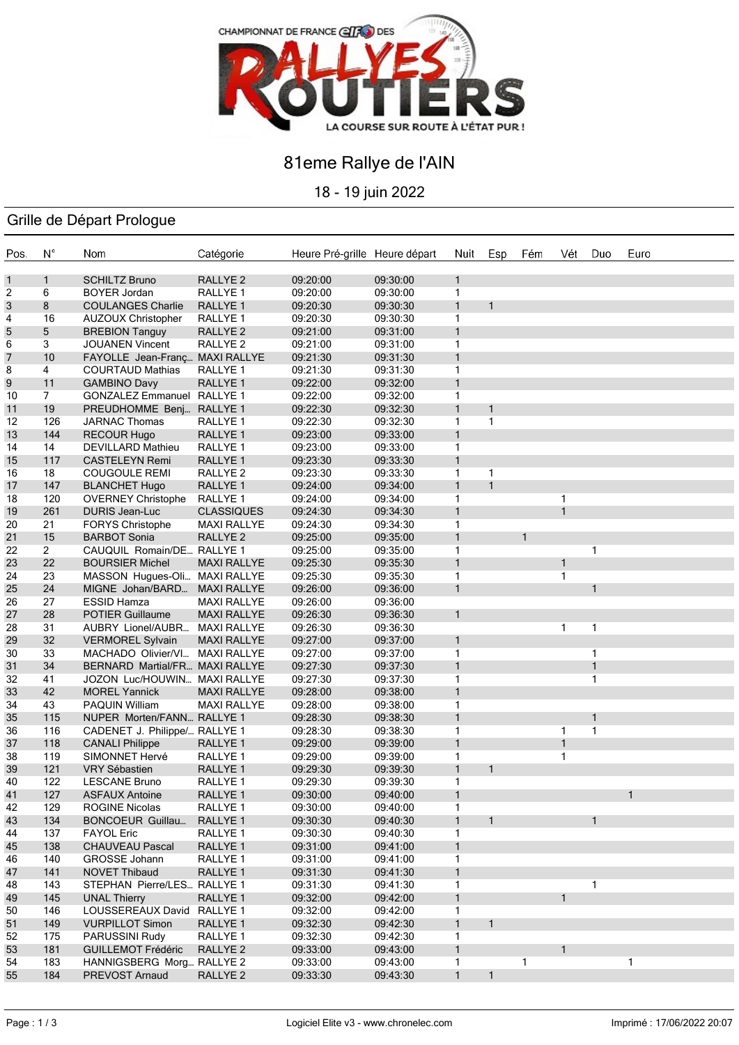CHAMPIONNAT DE FRANCE elf DES RALLYES ROUTIERS

LA COURSE SUR ROUTE À L'ÉTAT PUR !

# 81eme Rallye de l'AIN

18 - 19 juin 2022

## Grille de Départ Prologue

| Pos. | N° | Nom | Catégorie | Heure Pré-grille | Heure départ | Nuit | Esp | Fém | Vét | Duo | Euro |
|---|---|---|---|---|---|---|---|---|---|---|---|
| 1 | 1 | SCHILTZ Bruno | RALLYE 2 | 09:20:00 | 09:30:00 | 1 | | | | | |
| 2 | 6 | BOYER Jordan | RALLYE 1 | 09:20:00 | 09:30:00 | 1 | | | | | |
| 3 | 8 | COULANGES Charlie | RALLYE 1 | 09:20:30 | 09:30:30 | 1 | 1 | | | | |
| 4 | 16 | AUZOUX Christopher | RALLYE 1 | 09:20:30 | 09:30:30 | 1 | | | | | |
| 5 | 5 | BREBION Tanguy | RALLYE 2 | 09:21:00 | 09:31:00 | 1 | | | | | |
| 6 | 3 | JOUANEN Vincent | RALLYE 2 | 09:21:00 | 09:31:00 | 1 | | | | | |
| 7 | 10 | FAYOLLE Jean-Franç... | MAXI RALLYE | 09:21:30 | 09:31:30 | 1 | | | | | |
| 8 | 4 | COURTAUD Mathias | RALLYE 1 | 09:21:30 | 09:31:30 | 1 | | | | | |
| 9 | 11 | GAMBINO Davy | RALLYE 1 | 09:22:00 | 09:32:00 | 1 | | | | | |
| 10 | 7 | GONZALEZ Emmanuel | RALLYE 1 | 09:22:00 | 09:32:00 | 1 | | | | | |
| 11 | 19 | PREUDHOMME Benj... | RALLYE 1 | 09:22:30 | 09:32:30 | 1 | 1 | | | | |
| 12 | 126 | JARNAC Thomas | RALLYE 1 | 09:22:30 | 09:32:30 | 1 | 1 | | | | |
| 13 | 144 | RECOUR Hugo | RALLYE 1 | 09:23:00 | 09:33:00 | 1 | | | | | |
| 14 | 14 | DEVILLARD Mathieu | RALLYE 1 | 09:23:00 | 09:33:00 | 1 | | | | | |
| 15 | 117 | CASTELEYN Remi | RALLYE 1 | 09:23:30 | 09:33:30 | 1 | | | | | |
| 16 | 18 | COUGOULE REMI | RALLYE 2 | 09:23:30 | 09:33:30 | 1 | 1 | | | | |
| 17 | 147 | BLANCHET Hugo | RALLYE 1 | 09:24:00 | 09:34:00 | 1 | 1 | | | | |
| 18 | 120 | OVERNEY Christophe | RALLYE 1 | 09:24:00 | 09:34:00 | 1 | | | 1 | | |
| 19 | 261 | DURIS Jean-Luc | CLASSIQUES | 09:24:30 | 09:34:30 | 1 | | | 1 | | |
| 20 | 21 | FORYS Christophe | MAXI RALLYE | 09:24:30 | 09:34:30 | 1 | | | | | |
| 21 | 15 | BARBOT Sonia | RALLYE 2 | 09:25:00 | 09:35:00 | 1 | | 1 | | | |
| 22 | 2 | CAUQUIL Romain/DE... | RALLYE 1 | 09:25:00 | 09:35:00 | 1 | | | | 1 | |
| 23 | 22 | BOURSIER Michel | MAXI RALLYE | 09:25:30 | 09:35:30 | 1 | | | 1 | | |
| 24 | 23 | MASSON Hugues-Oli... | MAXI RALLYE | 09:25:30 | 09:35:30 | 1 | | | 1 | | |
| 25 | 24 | MIGNE Johan/BARD... | MAXI RALLYE | 09:26:00 | 09:36:00 | 1 | | | | 1 | |
| 26 | 27 | ESSID Hamza | MAXI RALLYE | 09:26:00 | 09:36:00 | | | | | | |
| 27 | 28 | POTIER Guillaume | MAXI RALLYE | 09:26:30 | 09:36:30 | 1 | | | | | |
| 28 | 31 | AUBRY Lionel/AUBR... | MAXI RALLYE | 09:26:30 | 09:36:30 | | | | 1 | 1 | |
| 29 | 32 | VERMOREL Sylvain | MAXI RALLYE | 09:27:00 | 09:37:00 | 1 | | | | | |
| 30 | 33 | MACHADO Olivier/VI... | MAXI RALLYE | 09:27:00 | 09:37:00 | 1 | | | | 1 | |
| 31 | 34 | BERNARD Martial/FR... | MAXI RALLYE | 09:27:30 | 09:37:30 | 1 | | | | 1 | |
| 32 | 41 | JOZON Luc/HOUWIN... | MAXI RALLYE | 09:27:30 | 09:37:30 | 1 | | | | 1 | |
| 33 | 42 | MOREL Yannick | MAXI RALLYE | 09:28:00 | 09:38:00 | 1 | | | | | |
| 34 | 43 | PAQUIN William | MAXI RALLYE | 09:28:00 | 09:38:00 | 1 | | | | | |
| 35 | 115 | NUPER Morten/FANN... | RALLYE 1 | 09:28:30 | 09:38:30 | 1 | | | | 1 | |
| 36 | 116 | CADENET J. Philippe/... | RALLYE 1 | 09:28:30 | 09:38:30 | 1 | | | 1 | 1 | |
| 37 | 118 | CANALI Philippe | RALLYE 1 | 09:29:00 | 09:39:00 | 1 | | | 1 | | |
| 38 | 119 | SIMONNET Hervé | RALLYE 1 | 09:29:00 | 09:39:00 | 1 | | | 1 | | |
| 39 | 121 | VRY Sébastien | RALLYE 1 | 09:29:30 | 09:39:30 | 1 | 1 | | | | |
| 40 | 122 | LESCANE Bruno | RALLYE 1 | 09:29:30 | 09:39:30 | 1 | | | | | |
| 41 | 127 | ASFAUX Antoine | RALLYE 1 | 09:30:00 | 09:40:00 | 1 | | | | | 1 |
| 42 | 129 | ROGINE Nicolas | RALLYE 1 | 09:30:00 | 09:40:00 | 1 | | | | | |
| 43 | 134 | BONCOEUR Guillau... | RALLYE 1 | 09:30:30 | 09:40:30 | 1 | 1 | | | 1 | |
| 44 | 137 | FAYOL Eric | RALLYE 1 | 09:30:30 | 09:40:30 | 1 | | | | | |
| 45 | 138 | CHAUVEAU Pascal | RALLYE 1 | 09:31:00 | 09:41:00 | 1 | | | | | |
| 46 | 140 | GROSSE Johann | RALLYE 1 | 09:31:00 | 09:41:00 | 1 | | | | | |
| 47 | 141 | NOVET Thibaud | RALLYE 1 | 09:31:30 | 09:41:30 | 1 | | | | | |
| 48 | 143 | STEPHAN Pierre/LES... | RALLYE 1 | 09:31:30 | 09:41:30 | 1 | | | | 1 | |
| 49 | 145 | UNAL Thierry | RALLYE 1 | 09:32:00 | 09:42:00 | 1 | | | 1 | | |
| 50 | 146 | LOUSSEREAUX David | RALLYE 1 | 09:32:00 | 09:42:00 | 1 | | | | | |
| 51 | 149 | VURPILLOT Simon | RALLYE 1 | 09:32:30 | 09:42:30 | 1 | 1 | | | | |
| 52 | 175 | PARUSSINI Rudy | RALLYE 1 | 09:32:30 | 09:42:30 | 1 | | | | | |
| 53 | 181 | GUILLEMOT Frédéric | RALLYE 2 | 09:33:00 | 09:43:00 | 1 | | | 1 | | |
| 54 | 183 | HANNIGSBERG Morg... | RALLYE 2 | 09:33:00 | 09:43:00 | 1 | | 1 | | | 1 |
| 55 | 184 | PREVOST Arnaud | RALLYE 2 | 09:33:30 | 09:43:30 | 1 | 1 | | | | |

Logiciel Elite v3 - www.chronelec.com

Imprimé : 17/06/2022 20:07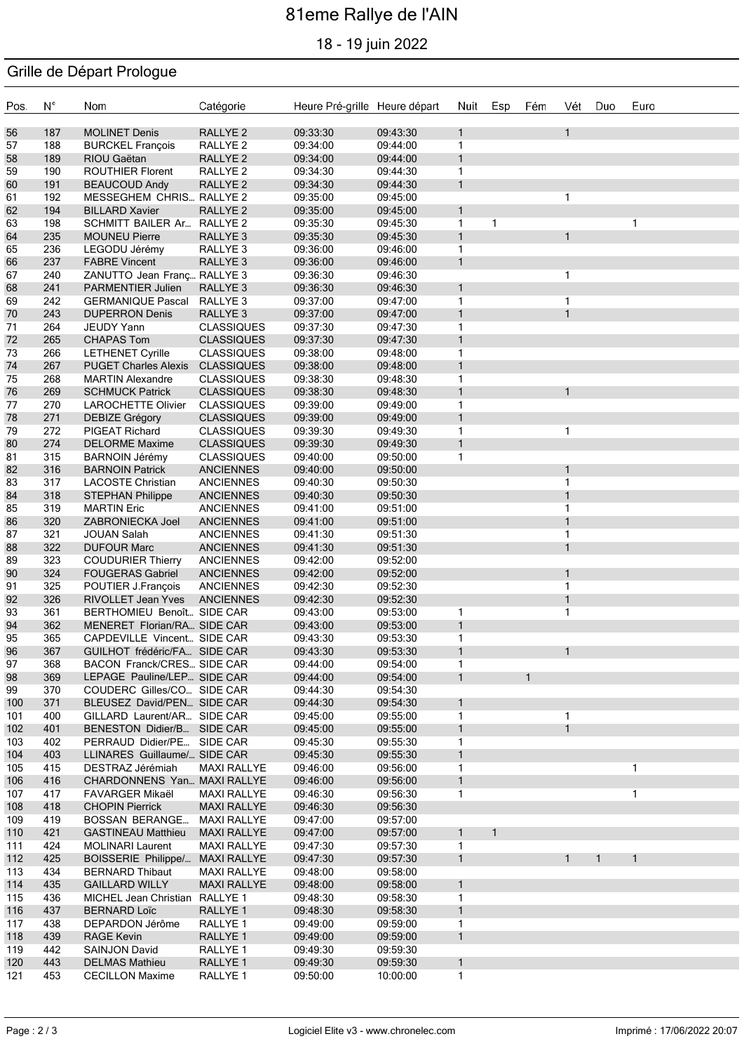# 81eme Rallye de l'AIN

18 - 19 juin 2022

## Grille de Départ Prologue

| Pos. | N° | Nom | Catégorie | Heure Pré-grille | Heure départ | Nuit | Esp | Fém | Vét | Duo | Euro |
|---|---|---|---|---|---|---|---|---|---|---|---|
| 56 | 187 | MOLINET Denis | RALLYE 2 | 09:33:30 | 09:43:30 | 1 | | | 1 | | |
| 57 | 188 | BURCKEL François | RALLYE 2 | 09:34:00 | 09:44:00 | 1 | | | | | |
| 58 | 189 | RIOU Gaëtan | RALLYE 2 | 09:34:00 | 09:44:00 | 1 | | | | | |
| 59 | 190 | ROUTHIER Florent | RALLYE 2 | 09:34:30 | 09:44:30 | 1 | | | | | |
| 60 | 191 | BEAUCOUD Andy | RALLYE 2 | 09:34:30 | 09:44:30 | 1 | | | | | |
| 61 | 192 | MESSEGHEM CHRIS... | RALLYE 2 | 09:35:00 | 09:45:00 | | | | 1 | | |
| 62 | 194 | BILLARD Xavier | RALLYE 2 | 09:35:00 | 09:45:00 | 1 | | | | | |
| 63 | 198 | SCHMITT BAILER Ar... | RALLYE 2 | 09:35:30 | 09:45:30 | 1 | 1 | | | | 1 |
| 64 | 235 | MOUNEU Pierre | RALLYE 3 | 09:35:30 | 09:45:30 | 1 | | | 1 | | |
| 65 | 236 | LEGODU Jérémy | RALLYE 3 | 09:36:00 | 09:46:00 | 1 | | | | | |
| 66 | 237 | FABRE Vincent | RALLYE 3 | 09:36:00 | 09:46:00 | 1 | | | | | |
| 67 | 240 | ZANUTTO Jean Franç... | RALLYE 3 | 09:36:30 | 09:46:30 | | | | 1 | | |
| 68 | 241 | PARMENTIER Julien | RALLYE 3 | 09:36:30 | 09:46:30 | 1 | | | | | |
| 69 | 242 | GERMANIQUE Pascal | RALLYE 3 | 09:37:00 | 09:47:00 | 1 | | | 1 | | |
| 70 | 243 | DUPERRON Denis | RALLYE 3 | 09:37:00 | 09:47:00 | 1 | | | 1 | | |
| 71 | 264 | JEUDY Yann | CLASSIQUES | 09:37:30 | 09:47:30 | 1 | | | | | |
| 72 | 265 | CHAPAS Tom | CLASSIQUES | 09:37:30 | 09:47:30 | 1 | | | | | |
| 73 | 266 | LETHENET Cyrille | CLASSIQUES | 09:38:00 | 09:48:00 | 1 | | | | | |
| 74 | 267 | PUGET Charles Alexis | CLASSIQUES | 09:38:00 | 09:48:00 | 1 | | | | | |
| 75 | 268 | MARTIN Alexandre | CLASSIQUES | 09:38:30 | 09:48:30 | 1 | | | | | |
| 76 | 269 | SCHMUCK Patrick | CLASSIQUES | 09:38:30 | 09:48:30 | 1 | | | 1 | | |
| 77 | 270 | LAROCHETTE Olivier | CLASSIQUES | 09:39:00 | 09:49:00 | 1 | | | | | |
| 78 | 271 | DEBIZE Grégory | CLASSIQUES | 09:39:00 | 09:49:00 | 1 | | | | | |
| 79 | 272 | PIGEAT Richard | CLASSIQUES | 09:39:30 | 09:49:30 | 1 | | | 1 | | |
| 80 | 274 | DELORME Maxime | CLASSIQUES | 09:39:30 | 09:49:30 | 1 | | | | | |
| 81 | 315 | BARNOIN Jérémy | CLASSIQUES | 09:40:00 | 09:50:00 | 1 | | | | | |
| 82 | 316 | BARNOIN Patrick | ANCIENNES | 09:40:00 | 09:50:00 | | | | 1 | | |
| 83 | 317 | LACOSTE Christian | ANCIENNES | 09:40:30 | 09:50:30 | | | | 1 | | |
| 84 | 318 | STEPHAN Philippe | ANCIENNES | 09:40:30 | 09:50:30 | | | | 1 | | |
| 85 | 319 | MARTIN Eric | ANCIENNES | 09:41:00 | 09:51:00 | | | | 1 | | |
| 86 | 320 | ZABRONIECKA Joel | ANCIENNES | 09:41:00 | 09:51:00 | | | | 1 | | |
| 87 | 321 | JOUAN Salah | ANCIENNES | 09:41:30 | 09:51:30 | | | | 1 | | |
| 88 | 322 | DUFOUR Marc | ANCIENNES | 09:41:30 | 09:51:30 | | | | 1 | | |
| 89 | 323 | COUDURIER Thierry | ANCIENNES | 09:42:00 | 09:52:00 | | | | | | |
| 90 | 324 | FOUGERAS Gabriel | ANCIENNES | 09:42:00 | 09:52:00 | | | | 1 | | |
| 91 | 325 | POUTIER J.François | ANCIENNES | 09:42:30 | 09:52:30 | | | | 1 | | |
| 92 | 326 | RIVOLLET Jean Yves | ANCIENNES | 09:42:30 | 09:52:30 | | | | 1 | | |
| 93 | 361 | BERTHOMIEU Benoît... | SIDE CAR | 09:43:00 | 09:53:00 | 1 | | | 1 | | |
| 94 | 362 | MENERET Florian/RA... | SIDE CAR | 09:43:00 | 09:53:00 | 1 | | | | | |
| 95 | 365 | CAPDEVILLE Vincent... | SIDE CAR | 09:43:30 | 09:53:30 | 1 | | | | | |
| 96 | 367 | GUILHOT frédéric/FA... | SIDE CAR | 09:43:30 | 09:53:30 | 1 | | | 1 | | |
| 97 | 368 | BACON Franck/CRES... | SIDE CAR | 09:44:00 | 09:54:00 | 1 | | | | | |
| 98 | 369 | LEPAGE Pauline/LEP... | SIDE CAR | 09:44:00 | 09:54:00 | 1 | | 1 | | | |
| 99 | 370 | COUDERC Gilles/CO... | SIDE CAR | 09:44:30 | 09:54:30 | | | | | | |
| 100 | 371 | BLEUSEZ David/PEN... | SIDE CAR | 09:44:30 | 09:54:30 | 1 | | | | | |
| 101 | 400 | GILLARD Laurent/AR... | SIDE CAR | 09:45:00 | 09:55:00 | 1 | | | 1 | | |
| 102 | 401 | BENESTON Didier/B... | SIDE CAR | 09:45:00 | 09:55:00 | 1 | | | 1 | | |
| 103 | 402 | PERRAUD Didier/PE... | SIDE CAR | 09:45:30 | 09:55:30 | 1 | | | | | |
| 104 | 403 | LLINARES Guillaume/... | SIDE CAR | 09:45:30 | 09:55:30 | 1 | | | | | |
| 105 | 415 | DESTRAZ Jérémiah | MAXI RALLYE | 09:46:00 | 09:56:00 | 1 | | | | | 1 |
| 106 | 416 | CHARDONNENS Yan... | MAXI RALLYE | 09:46:00 | 09:56:00 | 1 | | | | | |
| 107 | 417 | FAVARGER Mikaël | MAXI RALLYE | 09:46:30 | 09:56:30 | 1 | | | | | 1 |
| 108 | 418 | CHOPIN Pierrick | MAXI RALLYE | 09:46:30 | 09:56:30 | | | | | | |
| 109 | 419 | BOSSAN BERANGE... | MAXI RALLYE | 09:47:00 | 09:57:00 | | | | | | |
| 110 | 421 | GASTINEAU Matthieu | MAXI RALLYE | 09:47:00 | 09:57:00 | 1 | 1 | | | | |
| 111 | 424 | MOLINARI Laurent | MAXI RALLYE | 09:47:30 | 09:57:30 | 1 | | | | | |
| 112 | 425 | BOISSERIE Philippe/... | MAXI RALLYE | 09:47:30 | 09:57:30 | 1 | | | 1 | 1 | 1 |
| 113 | 434 | BERNARD Thibaut | MAXI RALLYE | 09:48:00 | 09:58:00 | | | | | | |
| 114 | 435 | GAILLARD WILLY | MAXI RALLYE | 09:48:00 | 09:58:00 | 1 | | | | | |
| 115 | 436 | MICHEL Jean Christian | RALLYE 1 | 09:48:30 | 09:58:30 | 1 | | | | | |
| 116 | 437 | BERNARD Loïc | RALLYE 1 | 09:48:30 | 09:58:30 | 1 | | | | | |
| 117 | 438 | DEPARDON Jérôme | RALLYE 1 | 09:49:00 | 09:59:00 | 1 | | | | | |
| 118 | 439 | RAGE Kevin | RALLYE 1 | 09:49:00 | 09:59:00 | 1 | | | | | |
| 119 | 442 | SAINJON David | RALLYE 1 | 09:49:30 | 09:59:30 | | | | | | |
| 120 | 443 | DELMAS Mathieu | RALLYE 1 | 09:49:30 | 09:59:30 | 1 | | | | | |
| 121 | 453 | CECILLON Maxime | RALLYE 1 | 09:50:00 | 10:00:00 | 1 | | | | | |

Logiciel Elite v3 - www.chronelec.com

Imprimé : 17/06/2022 20:07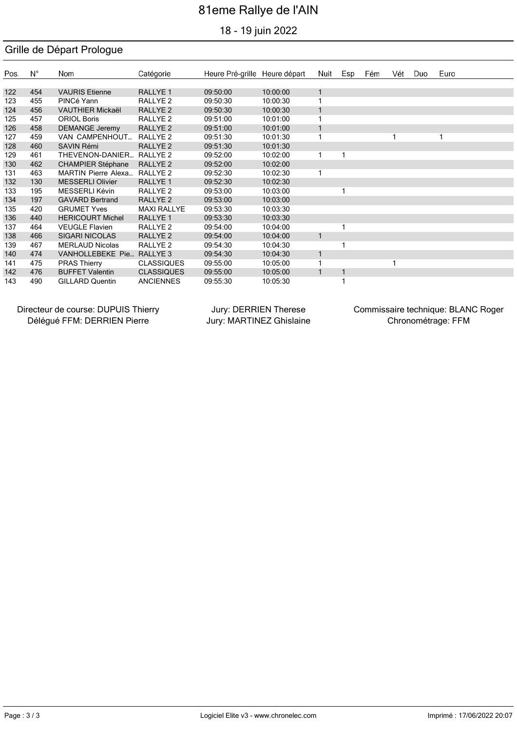# 81eme Rallye de l'AIN

18 - 19 juin 2022

## Grille de Départ Prologue

| Pos. | N° | Nom | Catégorie | Heure Pré-grille | Heure départ | Nuit | Esp | Fém | Vét | Duo | Euro |
|---|---|---|---|---|---|---|---|---|---|---|---|
| 122 | 454 | VAURIS Etienne | RALLYE 1 | 09:50:00 | 10:00:00 | 1 | | | | | |
| 123 | 455 | PINCé Yann | RALLYE 2 | 09:50:30 | 10:00:30 | 1 | | | | | |
| 124 | 456 | VAUTHIER Mickaël | RALLYE 2 | 09:50:30 | 10:00:30 | 1 | | | | | |
| 125 | 457 | ORIOL Boris | RALLYE 2 | 09:51:00 | 10:01:00 | 1 | | | | | |
| 126 | 458 | DEMANGE Jeremy | RALLYE 2 | 09:51:00 | 10:01:00 | 1 | | | | | |
| 127 | 459 | VAN CAMPENHOUT... | RALLYE 2 | 09:51:30 | 10:01:30 | 1 | | | 1 | | 1 |
| 128 | 460 | SAVIN Rémi | RALLYE 2 | 09:51:30 | 10:01:30 | | | | | | |
| 129 | 461 | THEVENON-DANIER... | RALLYE 2 | 09:52:00 | 10:02:00 | 1 | 1 | | | | |
| 130 | 462 | CHAMPIER Stéphane | RALLYE 2 | 09:52:00 | 10:02:00 | | | | | | |
| 131 | 463 | MARTIN Pierre Alexa... | RALLYE 2 | 09:52:30 | 10:02:30 | 1 | | | | | |
| 132 | 130 | MESSERLI Olivier | RALLYE 1 | 09:52:30 | 10:02:30 | | | | | | |
| 133 | 195 | MESSERLI Kévin | RALLYE 2 | 09:53:00 | 10:03:00 | | 1 | | | | |
| 134 | 197 | GAVARD Bertrand | RALLYE 2 | 09:53:00 | 10:03:00 | | | | | | |
| 135 | 420 | GRUMET Yves | MAXI RALLYE | 09:53:30 | 10:03:30 | | | | | | |
| 136 | 440 | HERICOURT Michel | RALLYE 1 | 09:53:30 | 10:03:30 | | | | | | |
| 137 | 464 | VEUGLE Flavien | RALLYE 2 | 09:54:00 | 10:04:00 | | 1 | | | | |
| 138 | 466 | SIGARI NICOLAS | RALLYE 2 | 09:54:00 | 10:04:00 | 1 | | | | | |
| 139 | 467 | MERLAUD Nicolas | RALLYE 2 | 09:54:30 | 10:04:30 | | 1 | | | | |
| 140 | 474 | VANHOLLEBEKE Pie... | RALLYE 3 | 09:54:30 | 10:04:30 | 1 | | | | | |
| 141 | 475 | PRAS Thierry | CLASSIQUES | 09:55:00 | 10:05:00 | 1 | | | 1 | | |
| 142 | 476 | BUFFET Valentin | CLASSIQUES | 09:55:00 | 10:05:00 | 1 | 1 | | | | |
| 143 | 490 | GILLARD Quentin | ANCIENNES | 09:55:30 | 10:05:30 | | 1 | | | | |

Directeur de course: DUPUIS Thierry
Délégué FFM: DERRIEN Pierre

Jury: DERRIEN Therese
Jury: MARTINEZ Ghislaine

Commissaire technique: BLANC Roger
Chronométrage: FFM

Logiciel Elite v3 - www.chronelec.com

Imprimé : 17/06/2022 20:07